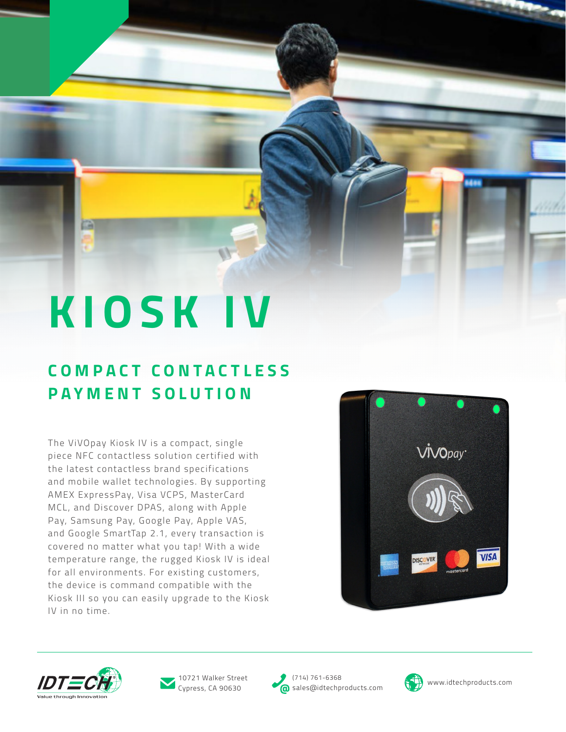# KIOSK IV

## COMPACT CONTACTLESS PAYMENT SOLUTION

The ViVOpay Kiosk IV is a compact, single piece NFC contactless solution certified with the latest contactless brand specifications and mobile wallet technologies. By supporting AMEX ExpressPay, Visa VCPS, MasterCard MCL, and Discover DPAS, along with Apple Pay, Samsung Pay, Google Pay, Apple VAS, and Google SmartTap 2.1, every transaction is covered no matter what you tap! With a wide temperature range, the rugged Kiosk IV is ideal for all environments. For existing customers, the device is command compatible with the Kiosk III so you can easily upgrade to the Kiosk IV in no time.

IDTECH — Value through Innovation

10721 Walker Street
Cypress, CA 90630

(714) 761-6368
sales@idtechproducts.com

www.idtechproducts.com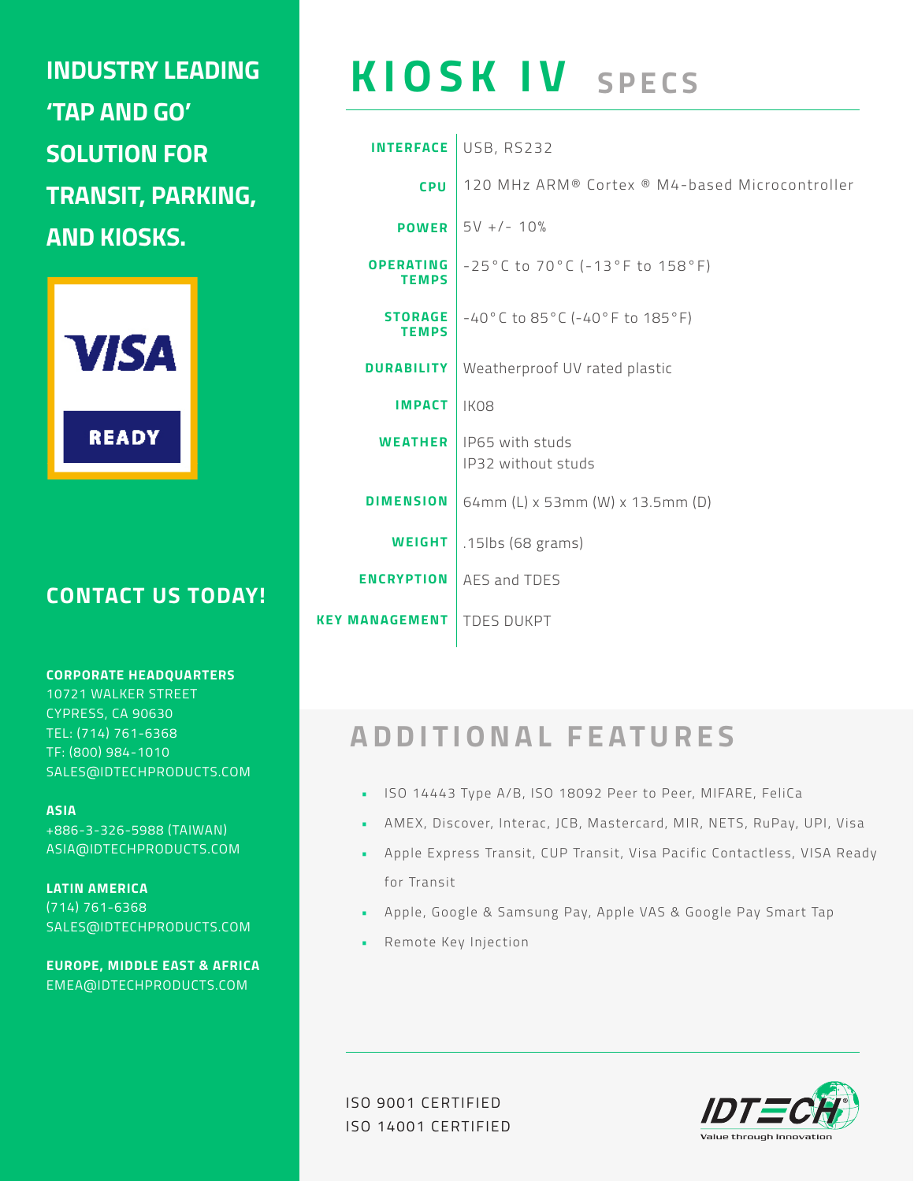## INDUSTRY LEADING 'TAP AND GO' SOLUTION FOR TRANSIT, PARKING, AND KIOSKS.

VISA
READY

### CONTACT US TODAY!

**CORPORATE HEADQUARTERS**
10721 WALKER STREET
CYPRESS, CA 90630
TEL: (714) 761-6368
TF: (800) 984-1010
SALES@IDTECHPRODUCTS.COM

**ASIA**
+886-3-326-5988 (TAIWAN)
ASIA@IDTECHPRODUCTS.COM

**LATIN AMERICA**
(714) 761-6368
SALES@IDTECHPRODUCTS.COM

**EUROPE, MIDDLE EAST & AFRICA**
EMEA@IDTECHPRODUCTS.COM

# KIOSK IV SPECS

| | |
|---|---|
| **INTERFACE** | USB, RS232 |
| **CPU** | 120 MHz ARM® Cortex ® M4-based Microcontroller |
| **POWER** | 5V +/- 10% |
| **OPERATING TEMPS** | -25°C to 70°C (-13°F to 158°F) |
| **STORAGE TEMPS** | -40°C to 85°C (-40°F to 185°F) |
| **DURABILITY** | Weatherproof UV rated plastic |
| **IMPACT** | IK08 |
| **WEATHER** | IP65 with studs<br>IP32 without studs |
| **DIMENSION** | 64mm (L) x 53mm (W) x 13.5mm (D) |
| **WEIGHT** | .15lbs (68 grams) |
| **ENCRYPTION** | AES and TDES |
| **KEY MANAGEMENT** | TDES DUKPT |

## ADDITIONAL FEATURES

- ISO 14443 Type A/B, ISO 18092 Peer to Peer, MIFARE, FeliCa
- AMEX, Discover, Interac, JCB, Mastercard, MIR, NETS, RuPay, UPI, Visa
- Apple Express Transit, CUP Transit, Visa Pacific Contactless, VISA Ready for Transit
- Apple, Google & Samsung Pay, Apple VAS & Google Pay Smart Tap
- Remote Key Injection

ISO 9001 CERTIFIED
ISO 14001 CERTIFIED

IDTECH
Value through Innovation